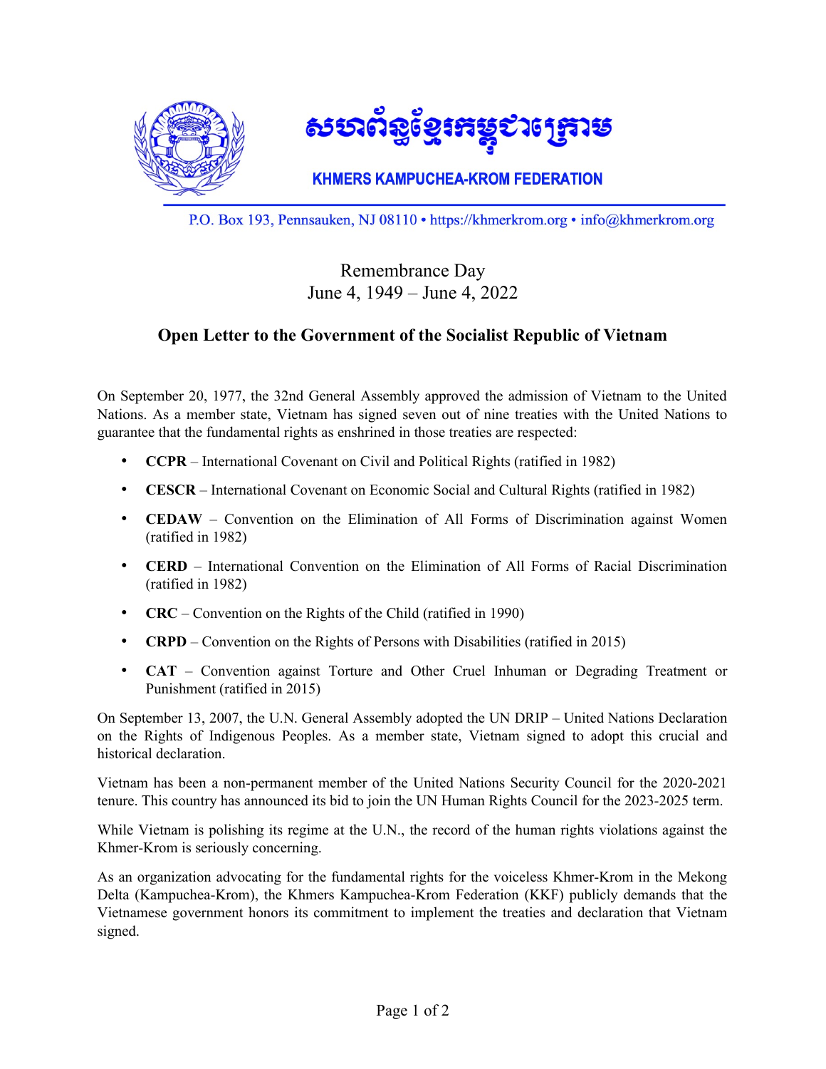សហព័ន្ធខ្មែរកម្ពុជាក្រោម

**KHMERS KAMPUCHEA-KROM FEDERATION**

P.O. Box 193, Pennsauken, NJ 08110 • https://khmerkrom.org • info@khmerkrom.org

Remembrance Day
June 4, 1949 – June 4, 2022

## Open Letter to the Government of the Socialist Republic of Vietnam

On September 20, 1977, the 32nd General Assembly approved the admission of Vietnam to the United Nations. As a member state, Vietnam has signed seven out of nine treaties with the United Nations to guarantee that the fundamental rights as enshrined in those treaties are respected:

- **CCPR** – International Covenant on Civil and Political Rights (ratified in 1982)
- **CESCR** – International Covenant on Economic Social and Cultural Rights (ratified in 1982)
- **CEDAW** – Convention on the Elimination of All Forms of Discrimination against Women (ratified in 1982)
- **CERD** – International Convention on the Elimination of All Forms of Racial Discrimination (ratified in 1982)
- **CRC** – Convention on the Rights of the Child (ratified in 1990)
- **CRPD** – Convention on the Rights of Persons with Disabilities (ratified in 2015)
- **CAT** – Convention against Torture and Other Cruel Inhuman or Degrading Treatment or Punishment (ratified in 2015)

On September 13, 2007, the U.N. General Assembly adopted the UN DRIP – United Nations Declaration on the Rights of Indigenous Peoples. As a member state, Vietnam signed to adopt this crucial and historical declaration.

Vietnam has been a non-permanent member of the United Nations Security Council for the 2020-2021 tenure. This country has announced its bid to join the UN Human Rights Council for the 2023-2025 term.

While Vietnam is polishing its regime at the U.N., the record of the human rights violations against the Khmer-Krom is seriously concerning.

As an organization advocating for the fundamental rights for the voiceless Khmer-Krom in the Mekong Delta (Kampuchea-Krom), the Khmers Kampuchea-Krom Federation (KKF) publicly demands that the Vietnamese government honors its commitment to implement the treaties and declaration that Vietnam signed.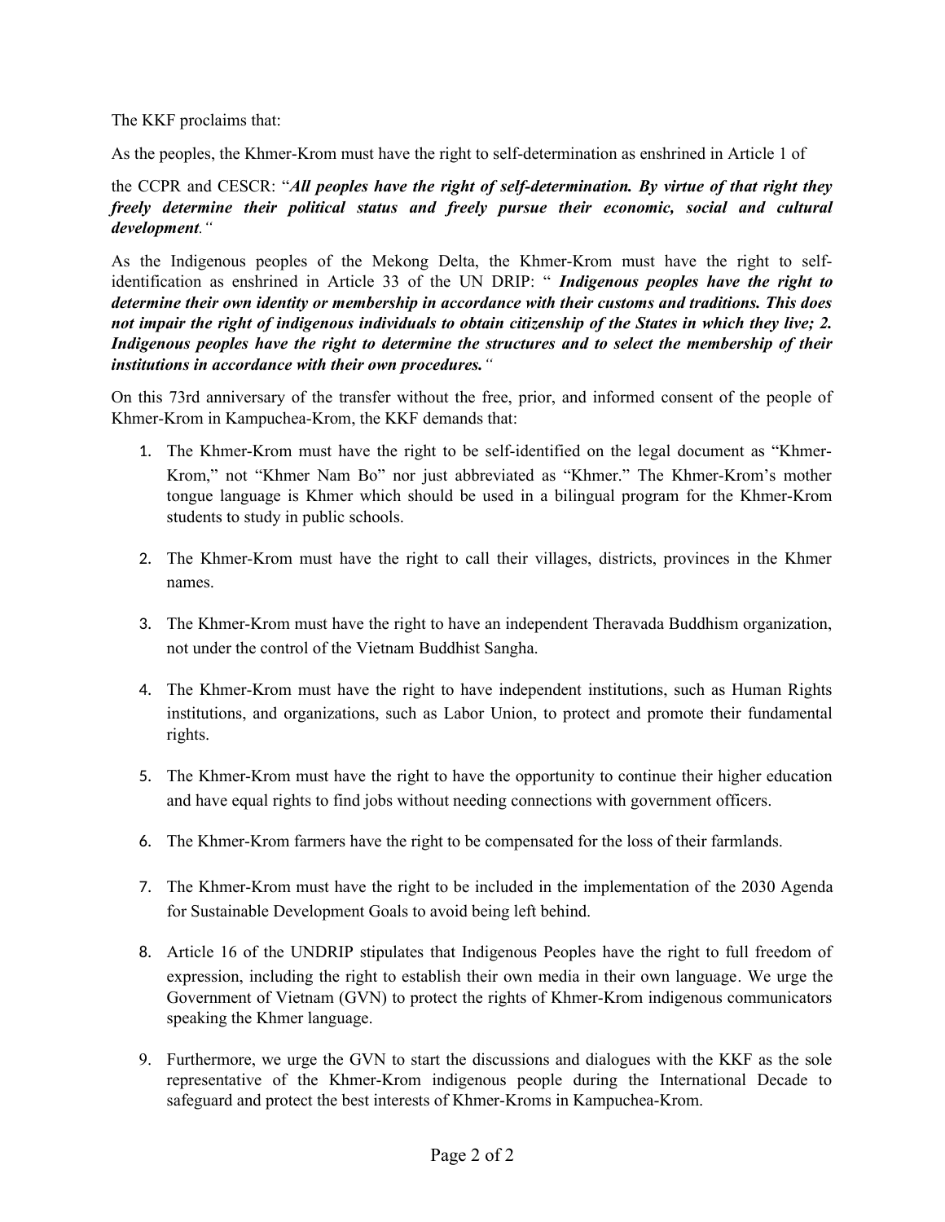The KKF proclaims that:

As the peoples, the Khmer-Krom must have the right to self-determination as enshrined in Article 1 of the CCPR and CESCR: "***All peoples have the right of self-determination. By virtue of that right they freely determine their political status and freely pursue their economic, social and cultural development**.*"

As the Indigenous peoples of the Mekong Delta, the Khmer-Krom must have the right to self-identification as enshrined in Article 33 of the UN DRIP: " ***Indigenous peoples have the right to determine their own identity or membership in accordance with their customs and traditions. This does not impair the right of indigenous individuals to obtain citizenship of the States in which they live; 2. Indigenous peoples have the right to determine the structures and to select the membership of their institutions in accordance with their own procedures.***"

On this 73rd anniversary of the transfer without the free, prior, and informed consent of the people of Khmer-Krom in Kampuchea-Krom, the KKF demands that:

1. The Khmer-Krom must have the right to be self-identified on the legal document as "Khmer-Krom," not "Khmer Nam Bo" nor just abbreviated as "Khmer." The Khmer-Krom's mother tongue language is Khmer which should be used in a bilingual program for the Khmer-Krom students to study in public schools.

2. The Khmer-Krom must have the right to call their villages, districts, provinces in the Khmer names.

3. The Khmer-Krom must have the right to have an independent Theravada Buddhism organization, not under the control of the Vietnam Buddhist Sangha.

4. The Khmer-Krom must have the right to have independent institutions, such as Human Rights institutions, and organizations, such as Labor Union, to protect and promote their fundamental rights.

5. The Khmer-Krom must have the right to have the opportunity to continue their higher education and have equal rights to find jobs without needing connections with government officers.

6. The Khmer-Krom farmers have the right to be compensated for the loss of their farmlands.

7. The Khmer-Krom must have the right to be included in the implementation of the 2030 Agenda for Sustainable Development Goals to avoid being left behind.

8. Article 16 of the UNDRIP stipulates that Indigenous Peoples have the right to full freedom of expression, including the right to establish their own media in their own language. We urge the Government of Vietnam (GVN) to protect the rights of Khmer-Krom indigenous communicators speaking the Khmer language.

9. Furthermore, we urge the GVN to start the discussions and dialogues with the KKF as the sole representative of the Khmer-Krom indigenous people during the International Decade to safeguard and protect the best interests of Khmer-Kroms in Kampuchea-Krom.